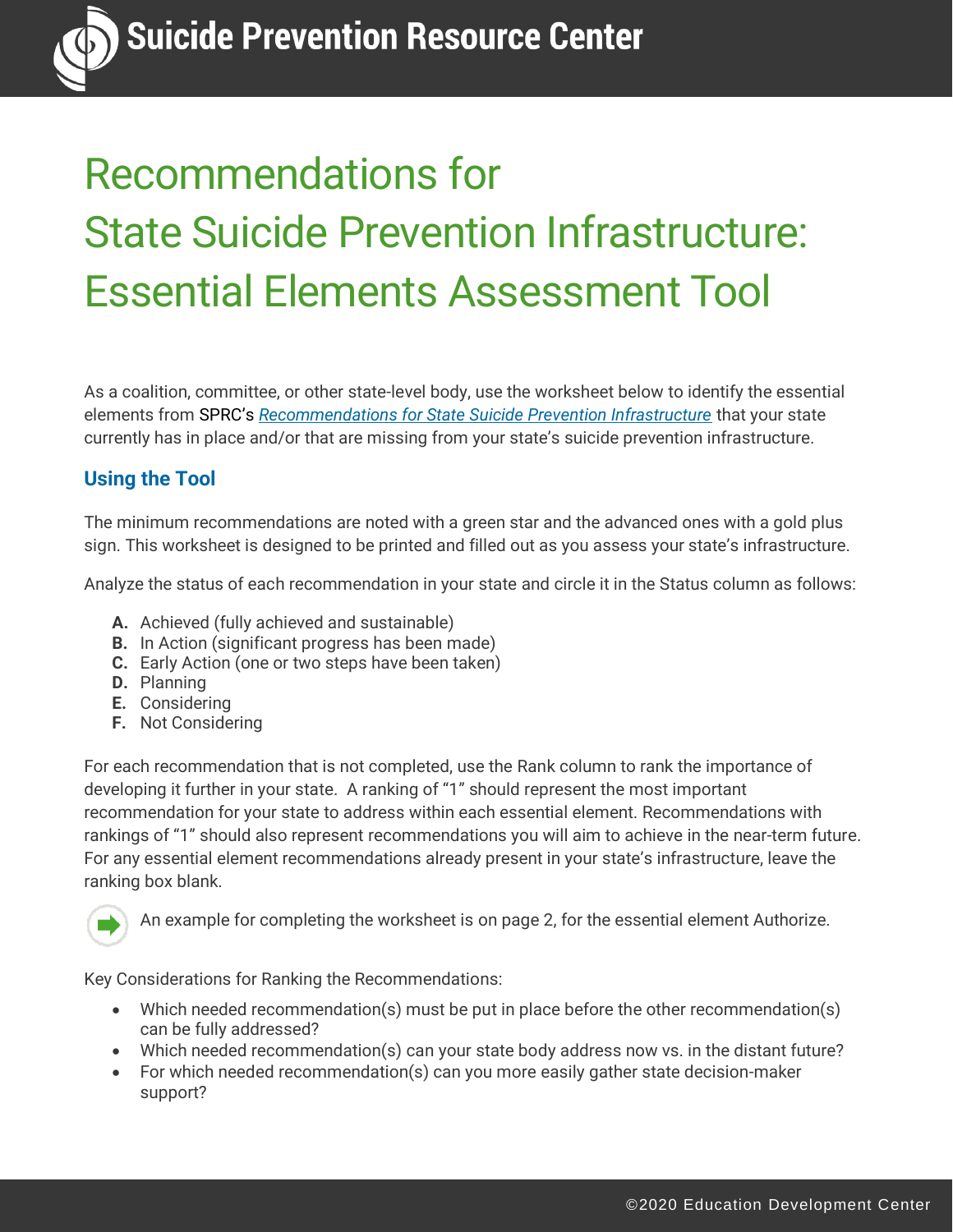# Recommendations for State Suicide Prevention Infrastructure: Essential Elements Assessment Tool

As a coalition, committee, or other state-level body, use the worksheet below to identify the essential elements from SPRC's *Recommendations for State Suicide Prevention Infrastructure* that your state currently has in place and/or that are missing from your state's suicide prevention infrastructure.

## Using the Tool

The minimum recommendations are noted with a green star and the advanced ones with a gold plus sign. This worksheet is designed to be printed and filled out as you assess your state's infrastructure.

Analyze the status of each recommendation in your state and circle it in the Status column as follows:

- **A.** Achieved (fully achieved and sustainable)
- **B.** In Action (significant progress has been made)
- **C.** Early Action (one or two steps have been taken)
- **D.** Planning
- **E.** Considering
- **F.** Not Considering

For each recommendation that is not completed, use the Rank column to rank the importance of developing it further in your state. A ranking of "1" should represent the most important recommendation for your state to address within each essential element. Recommendations with rankings of "1" should also represent recommendations you will aim to achieve in the near-term future. For any essential element recommendations already present in your state's infrastructure, leave the ranking box blank.

An example for completing the worksheet is on page 2, for the essential element Authorize.

Key Considerations for Ranking the Recommendations:

- Which needed recommendation(s) must be put in place before the other recommendation(s) can be fully addressed?
- Which needed recommendation(s) can your state body address now vs. in the distant future?
- For which needed recommendation(s) can you more easily gather state decision-maker support?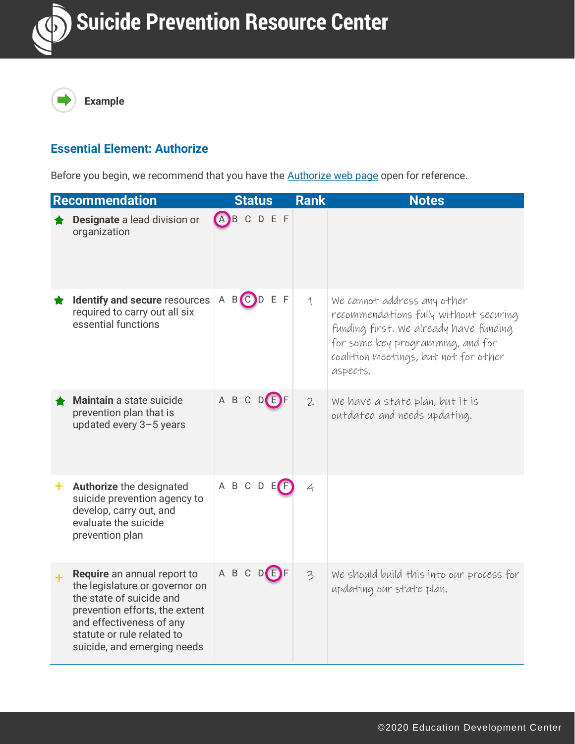Example

## Essential Element: Authorize

Before you begin, we recommend that you have the Authorize web page open for reference.

| Recommendation | Status | Rank | Notes |
|---|---|---|---|
| ★ **Designate** a lead division or organization | A | | |
| ★ **Identify and secure** resources required to carry out all six essential functions | C | 1 | We cannot address any other recommendations fully without securing funding first. We already have funding for some key programming, and for coalition meetings, but not for other aspects. |
| ★ **Maintain** a state suicide prevention plan that is updated every 3–5 years | E | 2 | We have a state plan, but it is outdated and needs updating. |
| + **Authorize** the designated suicide prevention agency to develop, carry out, and evaluate the suicide prevention plan | F | 4 | |
| + **Require** an annual report to the legislature or governor on the state of suicide and prevention efforts, the extent and effectiveness of any statute or rule related to suicide, and emerging needs | E | 3 | We should build this into our process for updating our state plan. |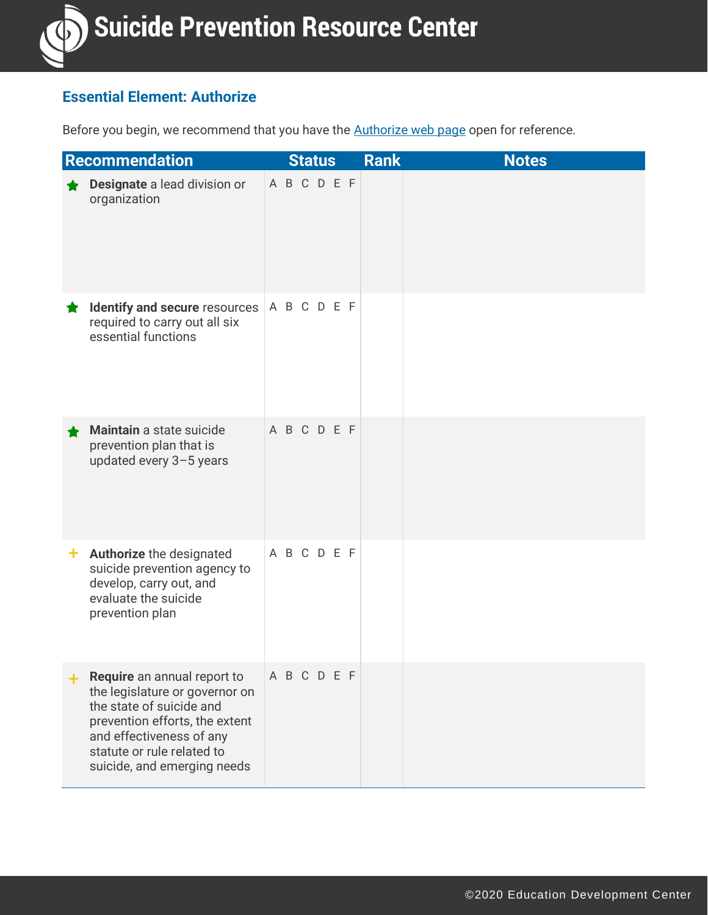## Essential Element: Authorize

Before you begin, we recommend that you have the Authorize web page open for reference.

| Recommendation | Status | Rank | Notes |
|---|---|---|---|
| ★ **Designate** a lead division or organization | A B C D E F | | |
| ★ **Identify and secure** resources required to carry out all six essential functions | A B C D E F | | |
| ★ **Maintain** a state suicide prevention plan that is updated every 3–5 years | A B C D E F | | |
| + **Authorize** the designated suicide prevention agency to develop, carry out, and evaluate the suicide prevention plan | A B C D E F | | |
| + **Require** an annual report to the legislature or governor on the state of suicide and prevention efforts, the extent and effectiveness of any statute or rule related to suicide, and emerging needs | A B C D E F | | |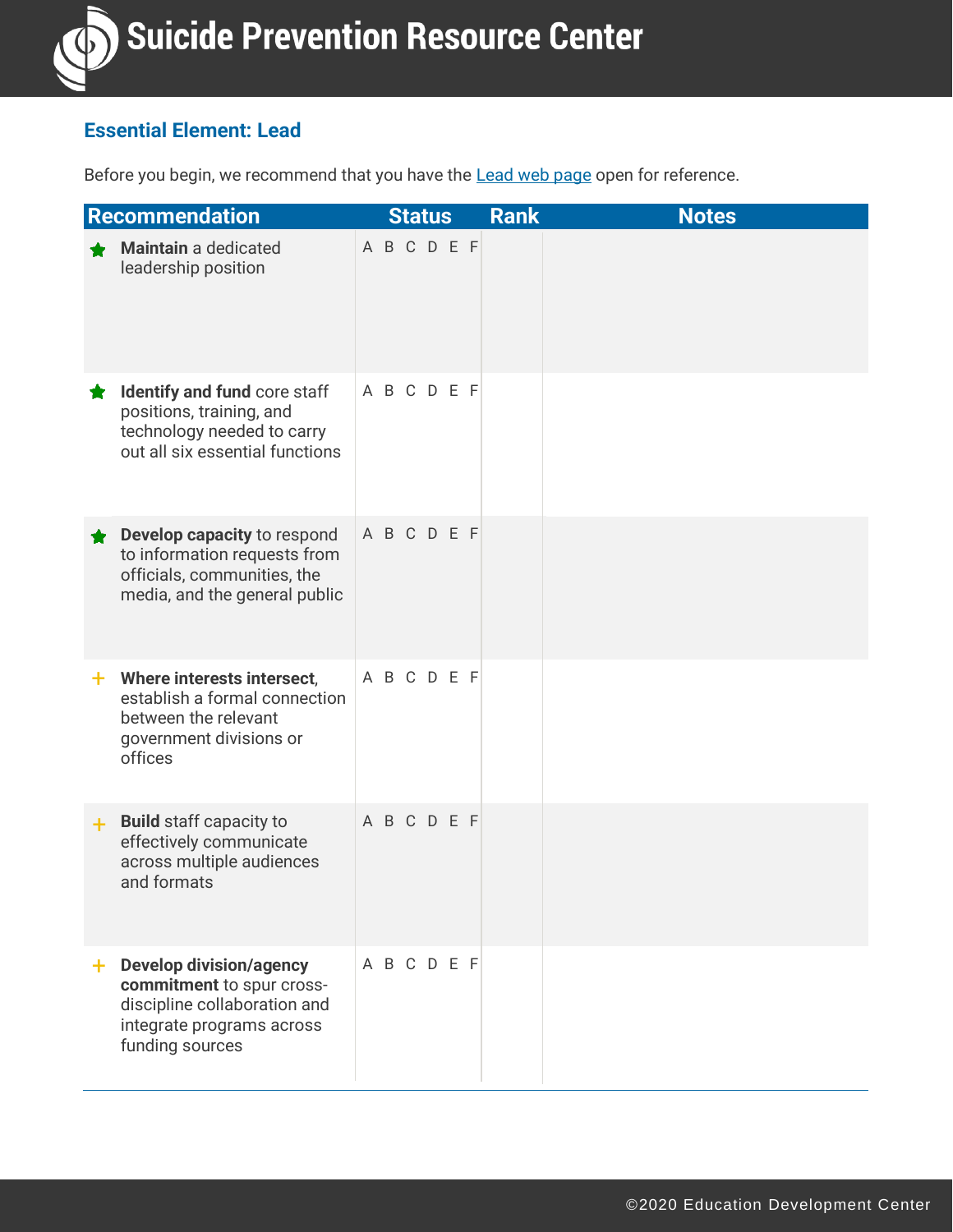## Essential Element: Lead

Before you begin, we recommend that you have the Lead web page open for reference.

| Recommendation | Status | Rank | Notes |
|---|---|---|---|
| ★ **Maintain** a dedicated leadership position | A B C D E F | | |
| ★ **Identify and fund** core staff positions, training, and technology needed to carry out all six essential functions | A B C D E F | | |
| ★ **Develop capacity** to respond to information requests from officials, communities, the media, and the general public | A B C D E F | | |
| + **Where interests intersect**, establish a formal connection between the relevant government divisions or offices | A B C D E F | | |
| + **Build** staff capacity to effectively communicate across multiple audiences and formats | A B C D E F | | |
| + **Develop division/agency commitment** to spur cross-discipline collaboration and integrate programs across funding sources | A B C D E F | | |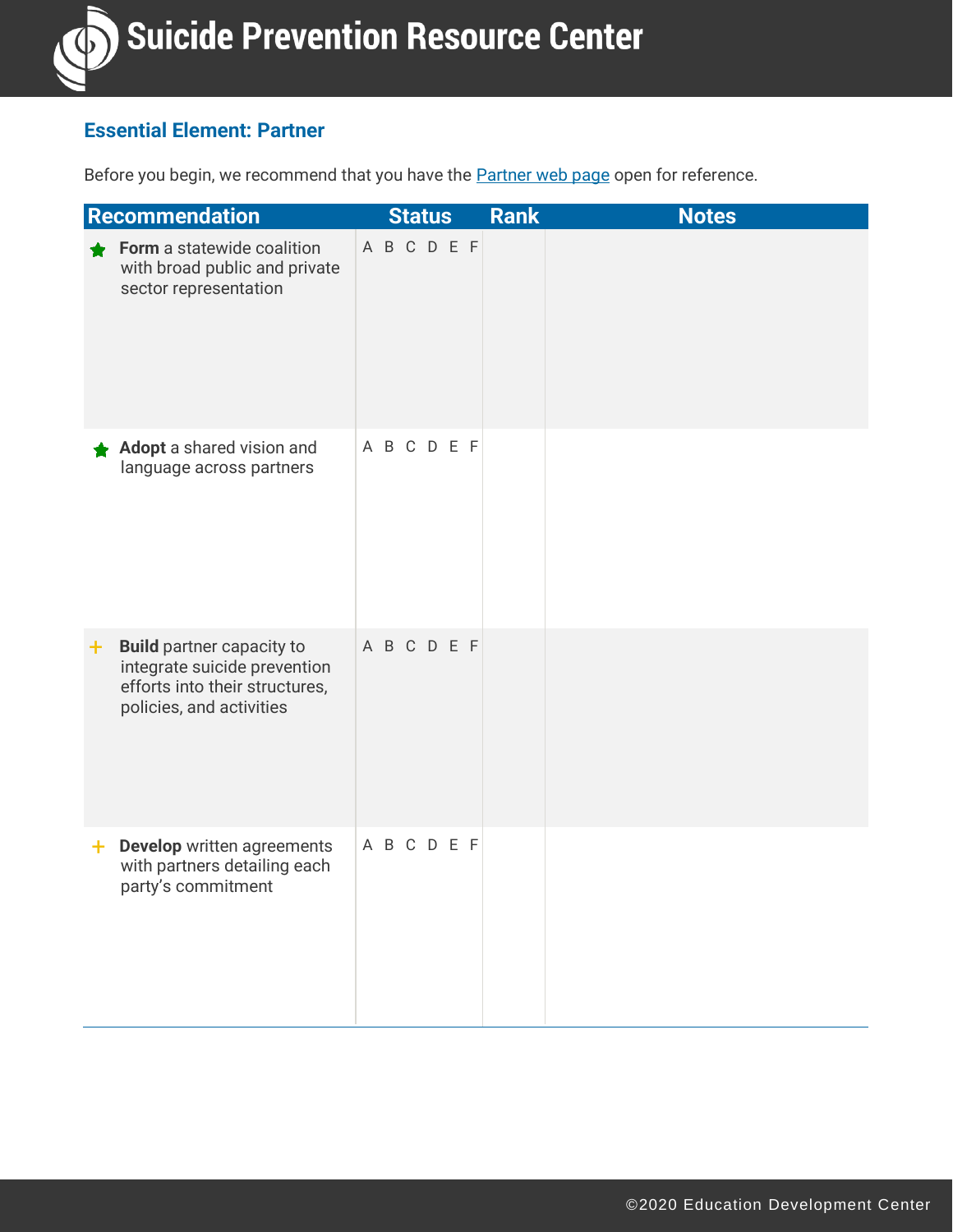## Essential Element: Partner

Before you begin, we recommend that you have the Partner web page open for reference.

| Recommendation | Status | Rank | Notes |
| --- | --- | --- | --- |
| ★ **Form** a statewide coalition with broad public and private sector representation | A B C D E F | | |
| ★ **Adopt** a shared vision and language across partners | A B C D E F | | |
| + **Build** partner capacity to integrate suicide prevention efforts into their structures, policies, and activities | A B C D E F | | |
| + **Develop** written agreements with partners detailing each party's commitment | A B C D E F | | |

©2020 Education Development Center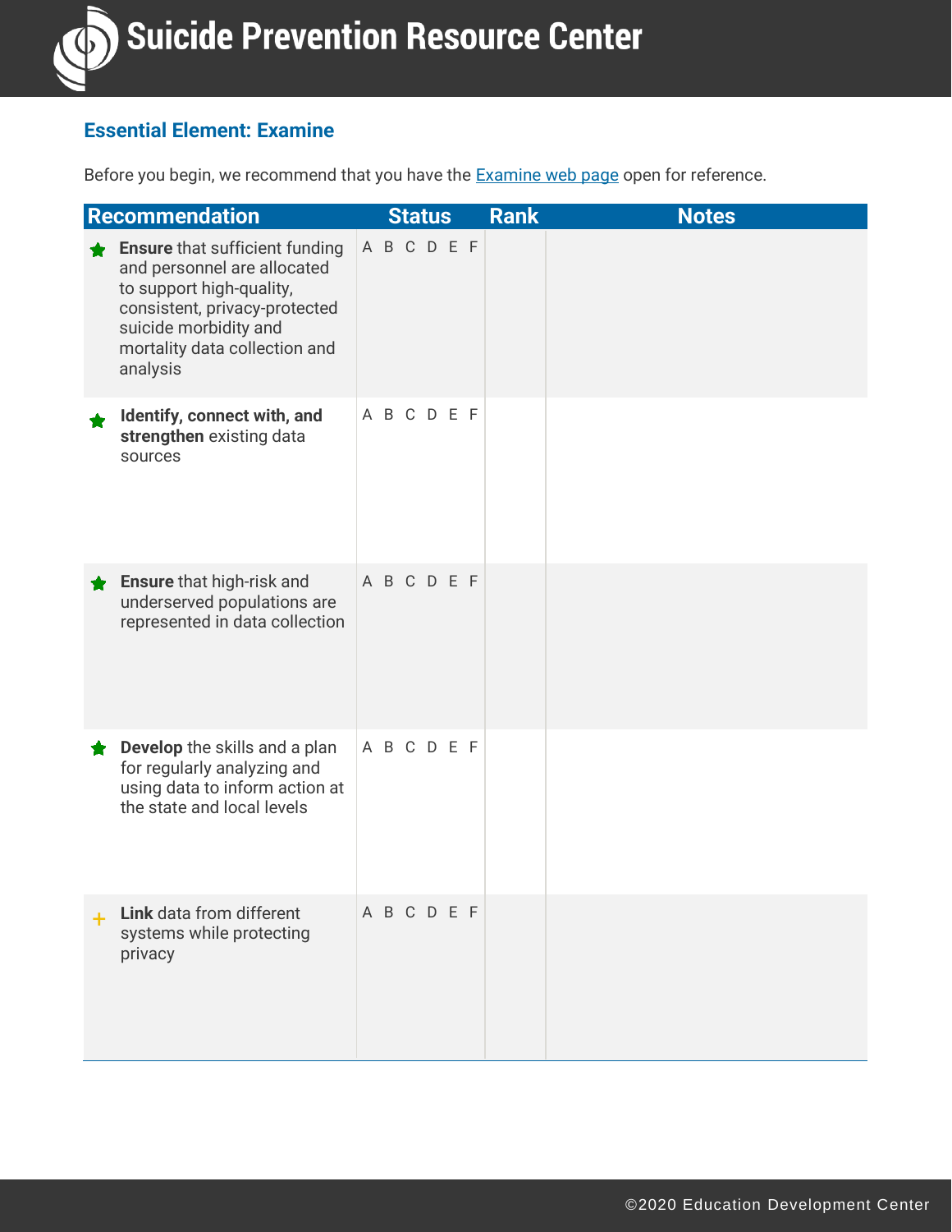## Essential Element: Examine

Before you begin, we recommend that you have the [Examine web page](#) open for reference.

| Recommendation | Status | Rank | Notes |
|---|---|---|---|
| ★ **Ensure** that sufficient funding and personnel are allocated to support high-quality, consistent, privacy-protected suicide morbidity and mortality data collection and analysis | A B C D E F | | |
| ★ **Identify, connect with, and strengthen** existing data sources | A B C D E F | | |
| ★ **Ensure** that high-risk and underserved populations are represented in data collection | A B C D E F | | |
| ★ **Develop** the skills and a plan for regularly analyzing and using data to inform action at the state and local levels | A B C D E F | | |
| + **Link** data from different systems while protecting privacy | A B C D E F | | |

©2020 Education Development Center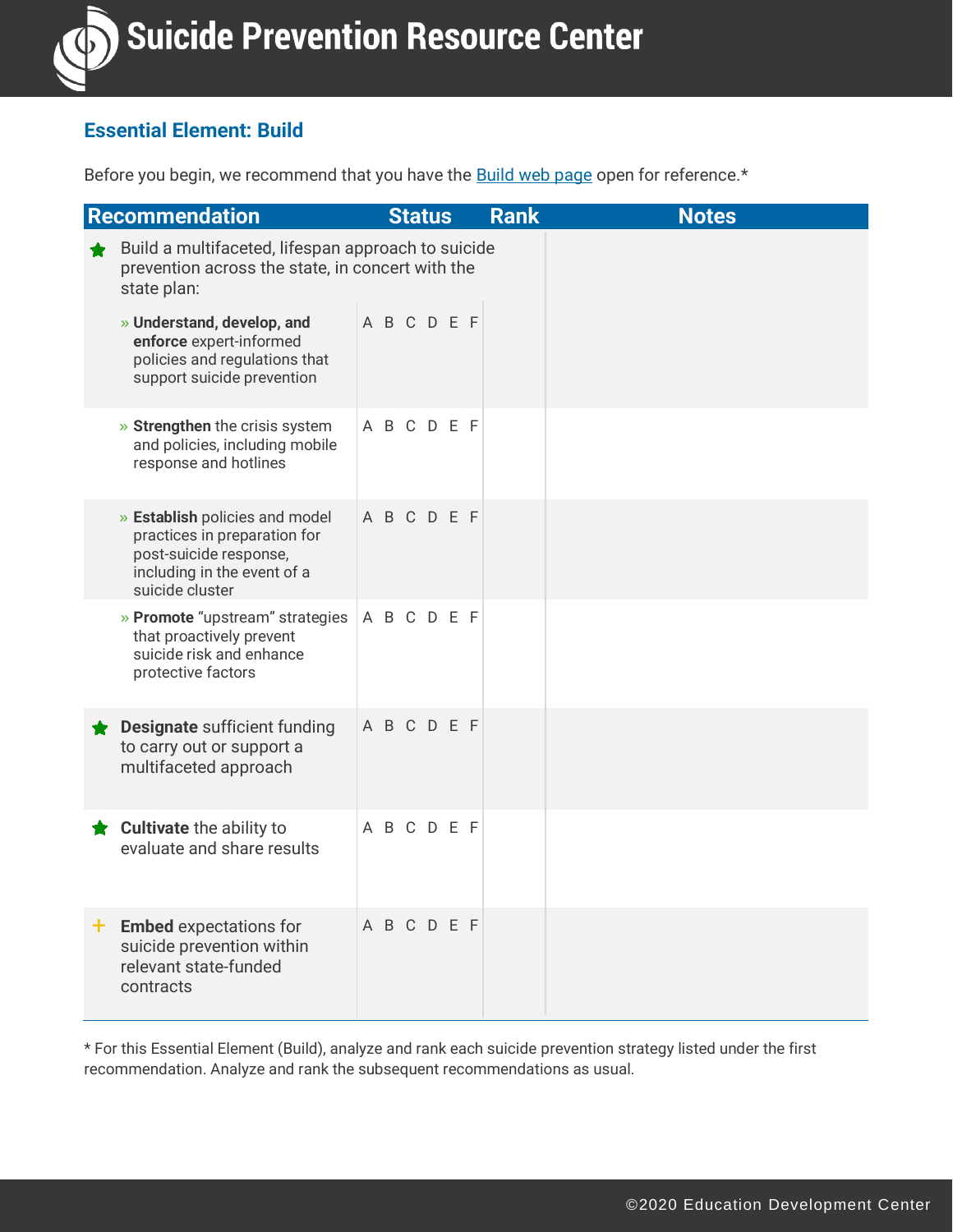## Essential Element: Build

Before you begin, we recommend that you have the Build web page open for reference.*

| Recommendation | Status | Rank | Notes |
|---|---|---|---|
| ★ Build a multifaceted, lifespan approach to suicide prevention across the state, in concert with the state plan: | | | |
| » **Understand, develop, and enforce** expert-informed policies and regulations that support suicide prevention | A B C D E F | | |
| » **Strengthen** the crisis system and policies, including mobile response and hotlines | A B C D E F | | |
| » **Establish** policies and model practices in preparation for post-suicide response, including in the event of a suicide cluster | A B C D E F | | |
| » **Promote** "upstream" strategies that proactively prevent suicide risk and enhance protective factors | A B C D E F | | |
| ★ **Designate** sufficient funding to carry out or support a multifaceted approach | A B C D E F | | |
| ★ **Cultivate** the ability to evaluate and share results | A B C D E F | | |
| + **Embed** expectations for suicide prevention within relevant state-funded contracts | A B C D E F | | |

* For this Essential Element (Build), analyze and rank each suicide prevention strategy listed under the first recommendation. Analyze and rank the subsequent recommendations as usual.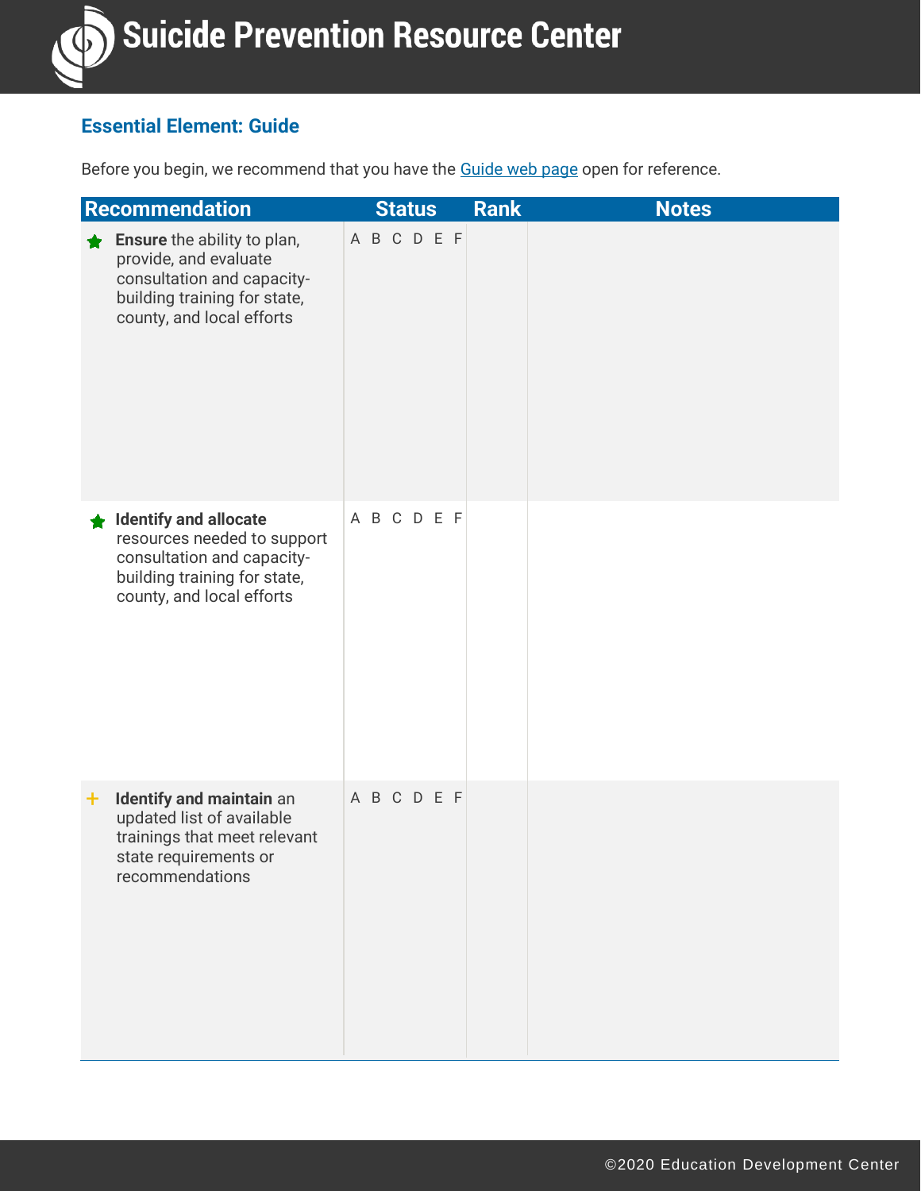## Essential Element: Guide

Before you begin, we recommend that you have the Guide web page open for reference.

| Recommendation | Status | Rank | Notes |
|---|---|---|---|
| ★ **Ensure** the ability to plan, provide, and evaluate consultation and capacity-building training for state, county, and local efforts | A B C D E F | | |
| ★ **Identify and allocate** resources needed to support consultation and capacity-building training for state, county, and local efforts | A B C D E F | | |
| + **Identify and maintain** an updated list of available trainings that meet relevant state requirements or recommendations | A B C D E F | | |